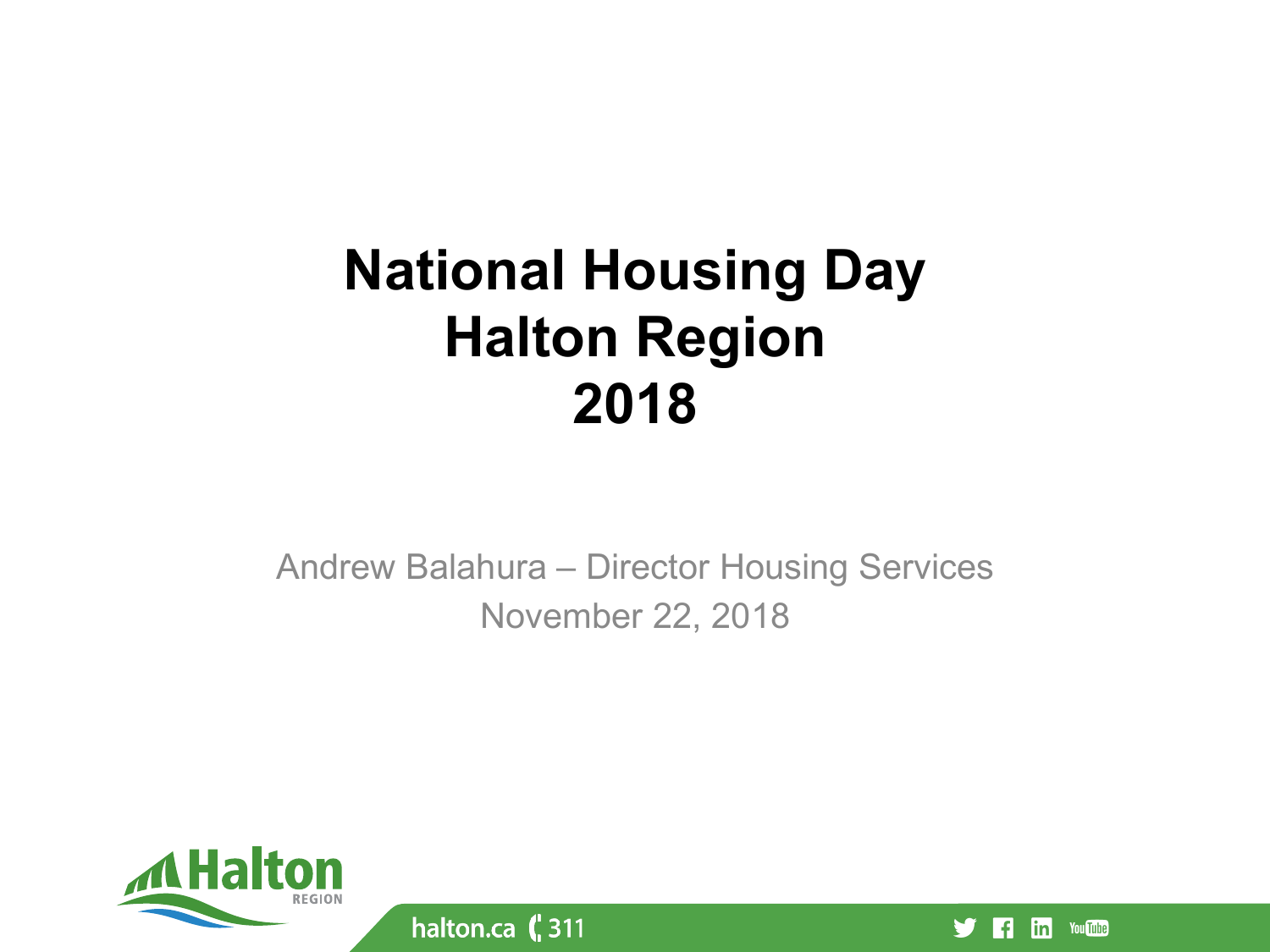# National Housing Day
# Halton Region
# 2018

Andrew Balahura – Director Housing Services

November 22, 2018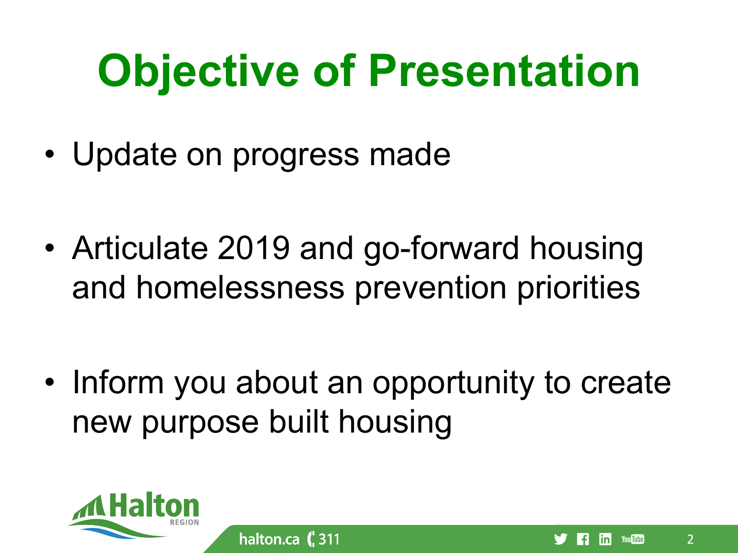# Objective of Presentation

- Update on progress made
- Articulate 2019 and go-forward housing and homelessness prevention priorities
- Inform you about an opportunity to create new purpose built housing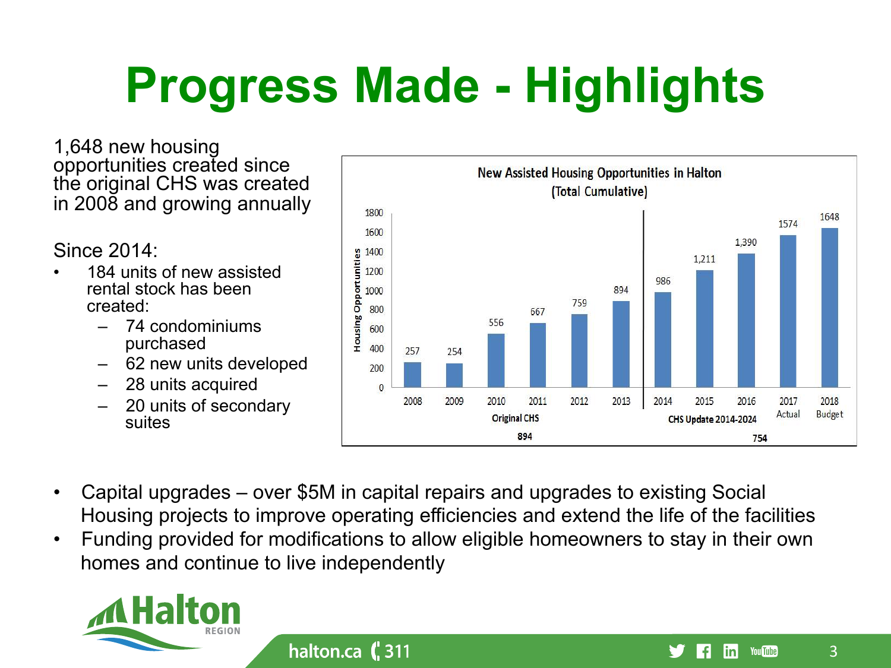# Progress Made - Highlights

1,648 new housing opportunities created since the original CHS was created in 2008 and growing annually

Since 2014:

- 184 units of new assisted rental stock has been created:
  - 74 condominiums purchased
  - 62 new units developed
  - 28 units acquired
  - 20 units of secondary suites

**New Assisted Housing Opportunities in Halton (Total Cumulative)**

| Year | Housing Opportunities |
|---|---|
| 2008 | 257 |
| 2009 | 254 |
| 2010 | 556 |
| 2011 | 667 |
| 2012 | 759 |
| 2013 | 894 |
| 2014 | 986 |
| 2015 | 1,211 |
| 2016 | 1,390 |
| 2017 Actual | 1574 |
| 2018 Budget | 1648 |

Original CHS (2008–2013): 894
CHS Update 2014-2024: 754

- Capital upgrades – over $5M in capital repairs and upgrades to existing Social Housing projects to improve operating efficiencies and extend the life of the facilities
- Funding provided for modifications to allow eligible homeowners to stay in their own homes and continue to live independently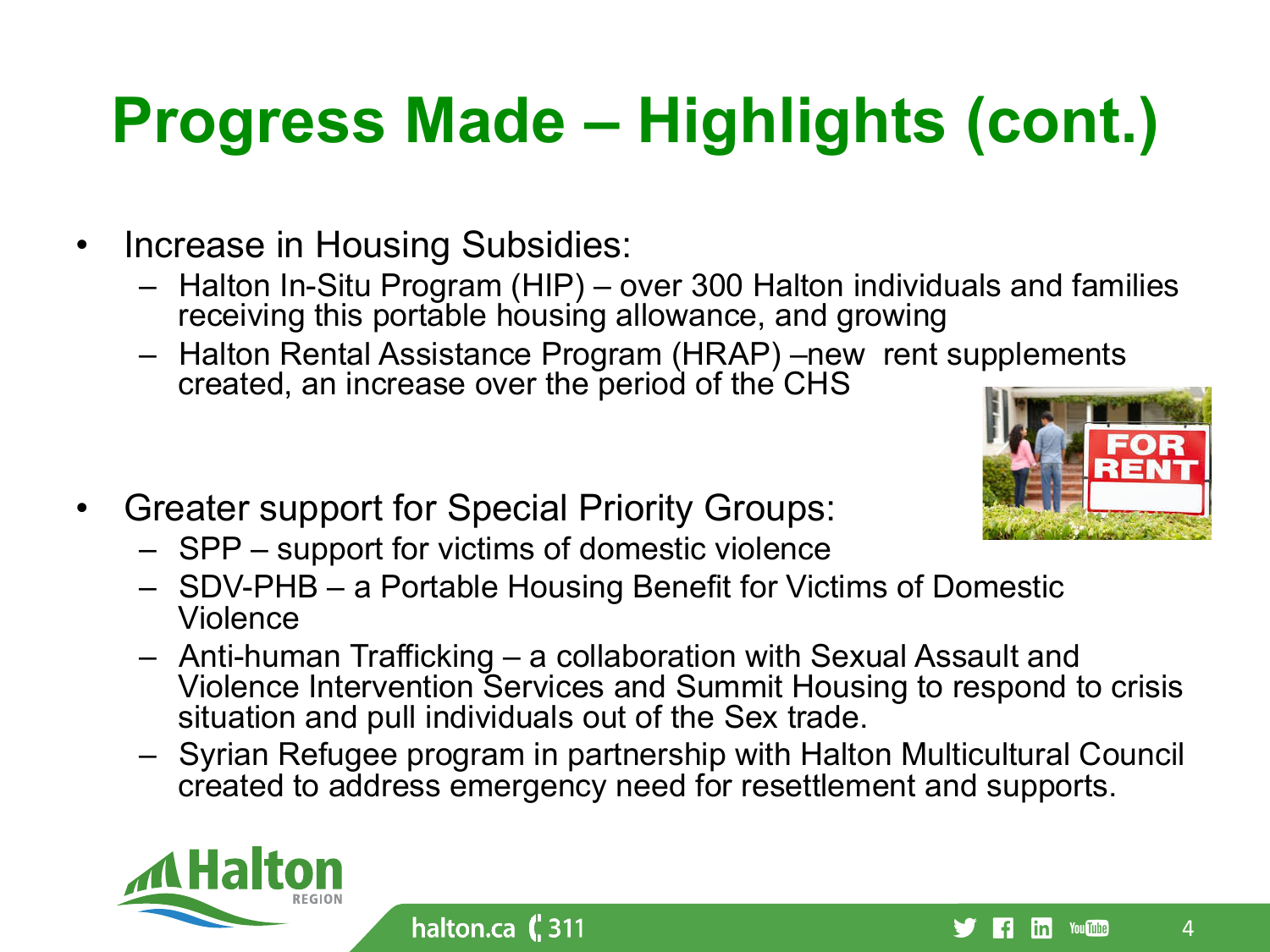# Progress Made – Highlights (cont.)

- Increase in Housing Subsidies:
  - Halton In-Situ Program (HIP) – over 300 Halton individuals and families receiving this portable housing allowance, and growing
  - Halton Rental Assistance Program (HRAP) –new rent supplements created, an increase over the period of the CHS
- Greater support for Special Priority Groups:
  - SPP – support for victims of domestic violence
  - SDV-PHB – a Portable Housing Benefit for Victims of Domestic Violence
  - Anti-human Trafficking – a collaboration with Sexual Assault and Violence Intervention Services and Summit Housing to respond to crisis situation and pull individuals out of the Sex trade.
  - Syrian Refugee program in partnership with Halton Multicultural Council created to address emergency need for resettlement and supports.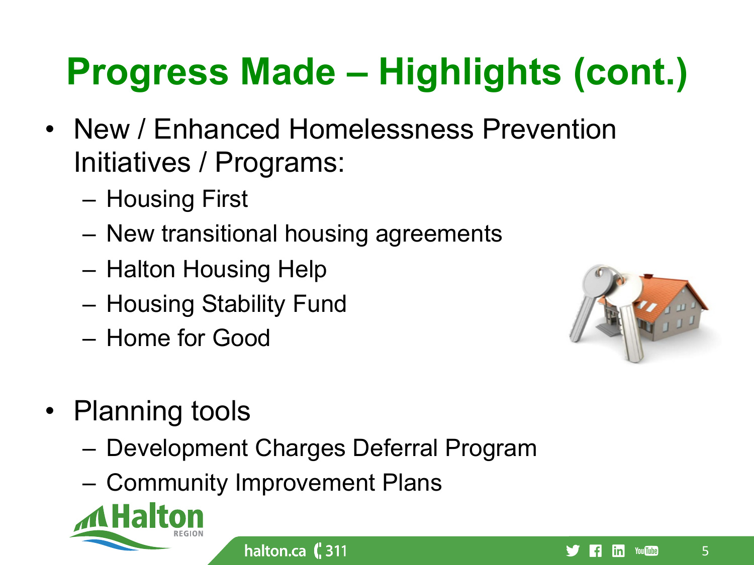# Progress Made – Highlights (cont.)

- New / Enhanced Homelessness Prevention Initiatives / Programs:
  - Housing First
  - New transitional housing agreements
  - Halton Housing Help
  - Housing Stability Fund
  - Home for Good
- Planning tools
  - Development Charges Deferral Program
  - Community Improvement Plans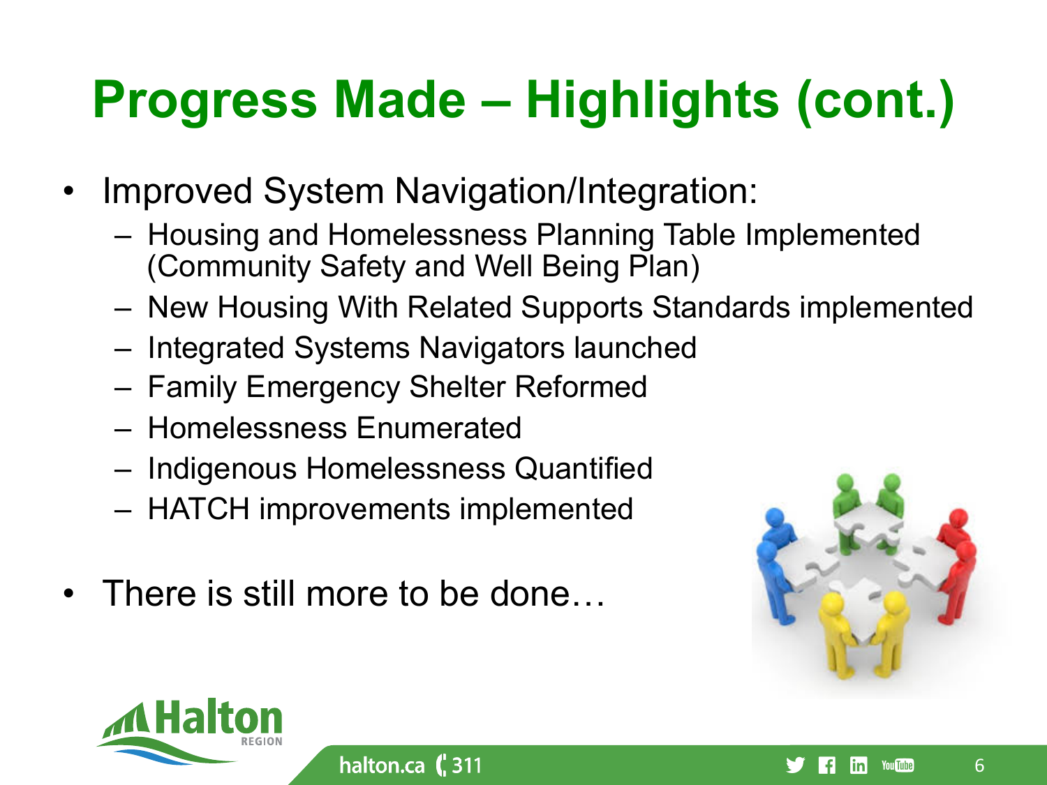# Progress Made – Highlights (cont.)

- Improved System Navigation/Integration:
  - Housing and Homelessness Planning Table Implemented (Community Safety and Well Being Plan)
  - New Housing With Related Supports Standards implemented
  - Integrated Systems Navigators launched
  - Family Emergency Shelter Reformed
  - Homelessness Enumerated
  - Indigenous Homelessness Quantified
  - HATCH improvements implemented
- There is still more to be done…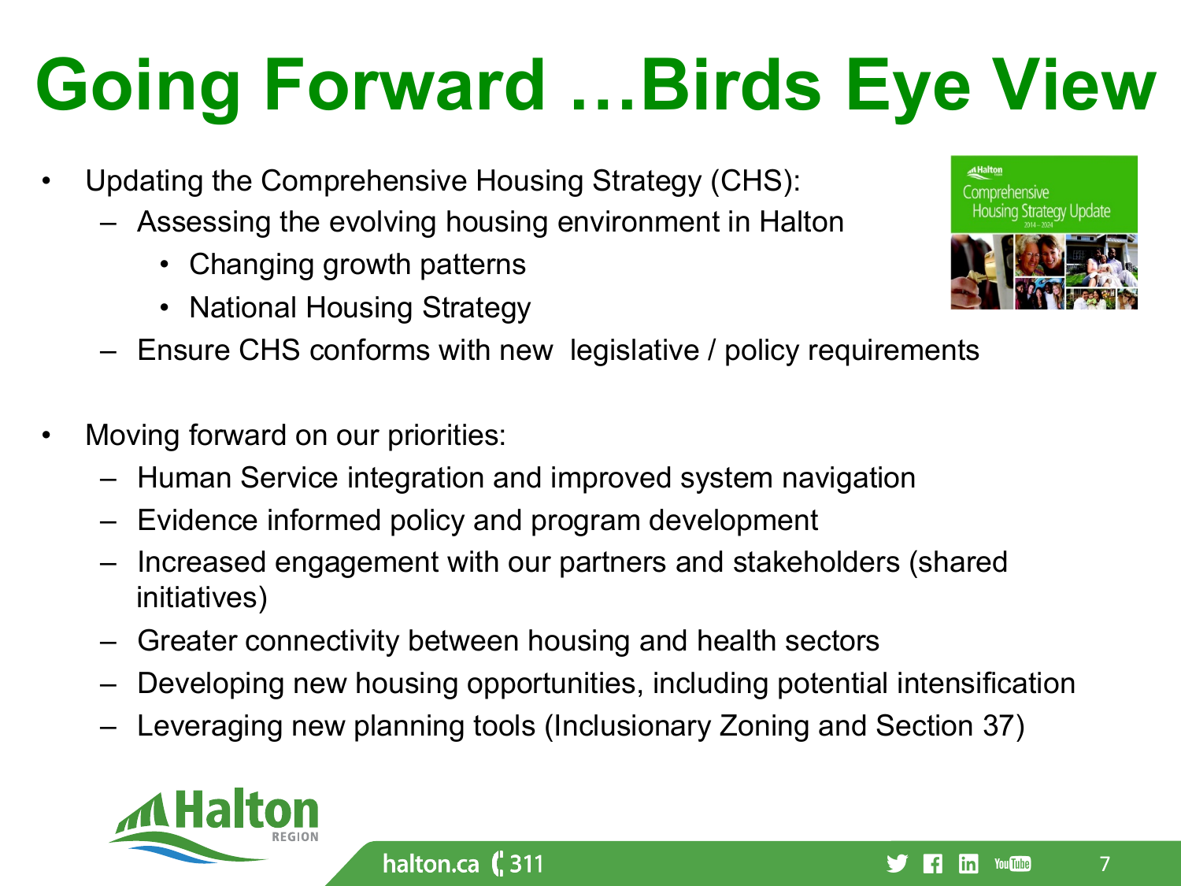# Going Forward …Birds Eye View

- Updating the Comprehensive Housing Strategy (CHS):
  - Assessing the evolving housing environment in Halton
    - Changing growth patterns
    - National Housing Strategy
  - Ensure CHS conforms with new legislative / policy requirements

- Moving forward on our priorities:
  - Human Service integration and improved system navigation
  - Evidence informed policy and program development
  - Increased engagement with our partners and stakeholders (shared initiatives)
  - Greater connectivity between housing and health sectors
  - Developing new housing opportunities, including potential intensification
  - Leveraging new planning tools (Inclusionary Zoning and Section 37)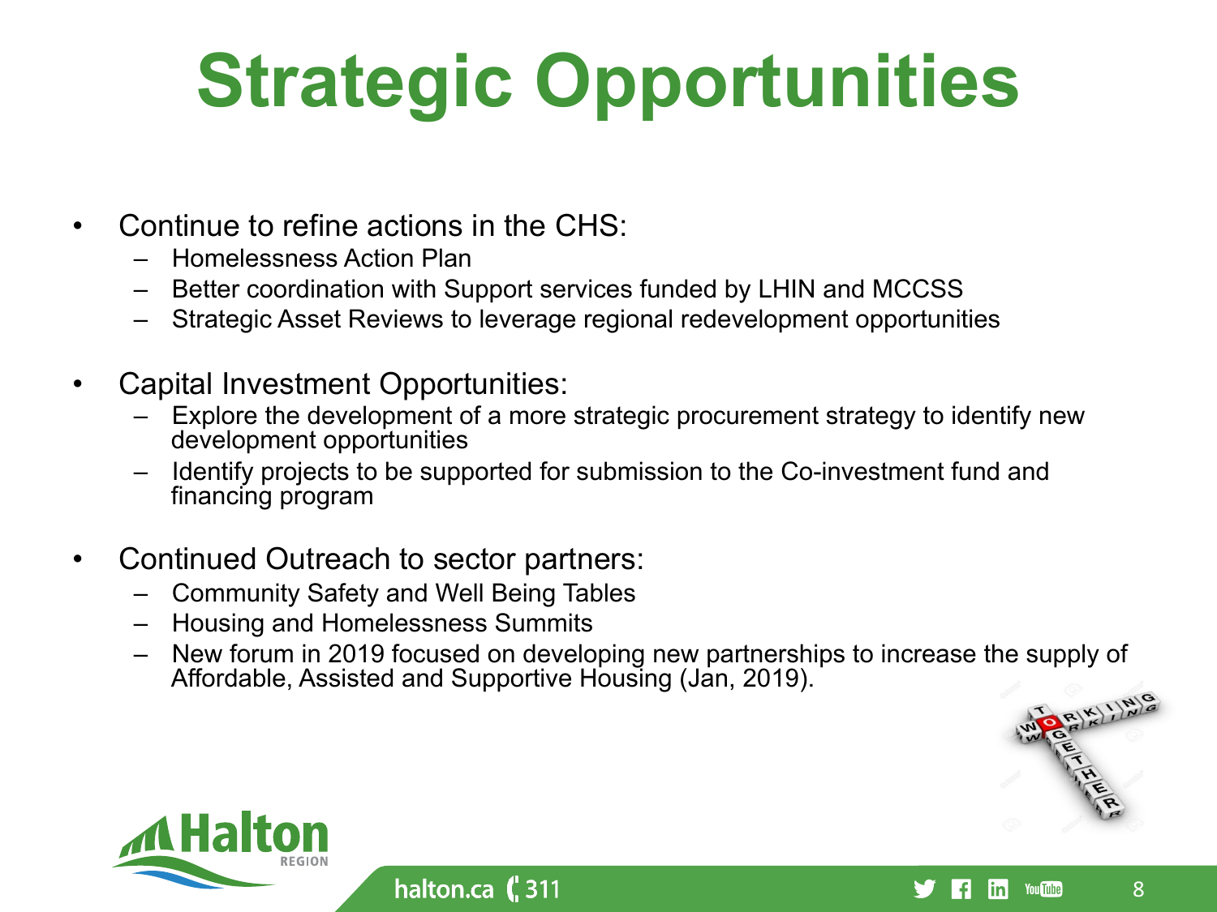# Strategic Opportunities

- Continue to refine actions in the CHS:
  - Homelessness Action Plan
  - Better coordination with Support services funded by LHIN and MCCSS
  - Strategic Asset Reviews to leverage regional redevelopment opportunities

- Capital Investment Opportunities:
  - Explore the development of a more strategic procurement strategy to identify new development opportunities
  - Identify projects to be supported for submission to the Co-investment fund and financing program

- Continued Outreach to sector partners:
  - Community Safety and Well Being Tables
  - Housing and Homelessness Summits
  - New forum in 2019 focused on developing new partnerships to increase the supply of Affordable, Assisted and Supportive Housing (Jan, 2019).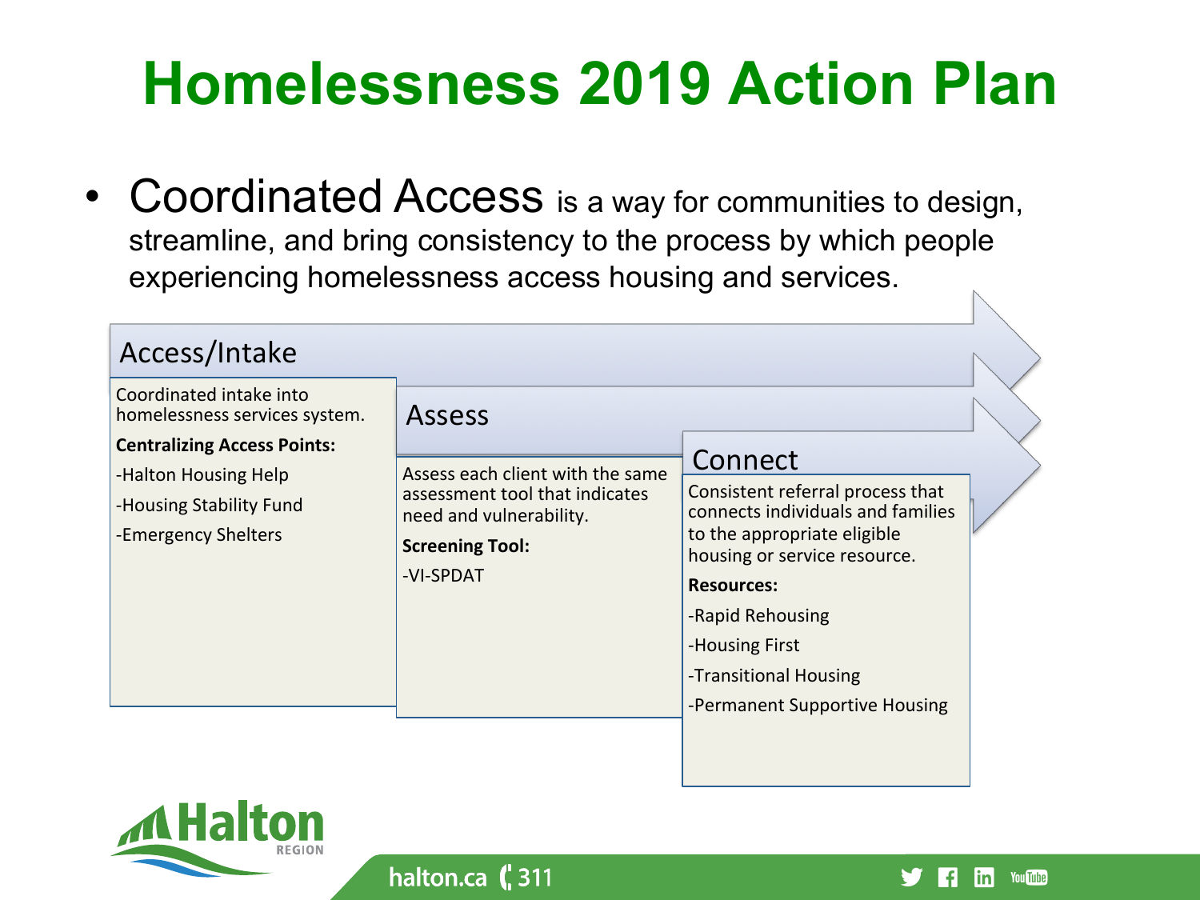# Homelessness 2019 Action Plan

- **Coordinated Access** is a way for communities to design, streamline, and bring consistency to the process by which people experiencing homelessness access housing and services.

## Access/Intake

Coordinated intake into homelessness services system.

**Centralizing Access Points:**

-Halton Housing Help

-Housing Stability Fund

-Emergency Shelters

## Assess

Assess each client with the same assessment tool that indicates need and vulnerability.

**Screening Tool:**

-VI-SPDAT

## Connect

Consistent referral process that connects individuals and families to the appropriate eligible housing or service resource.

**Resources:**

-Rapid Rehousing

-Housing First

-Transitional Housing

-Permanent Supportive Housing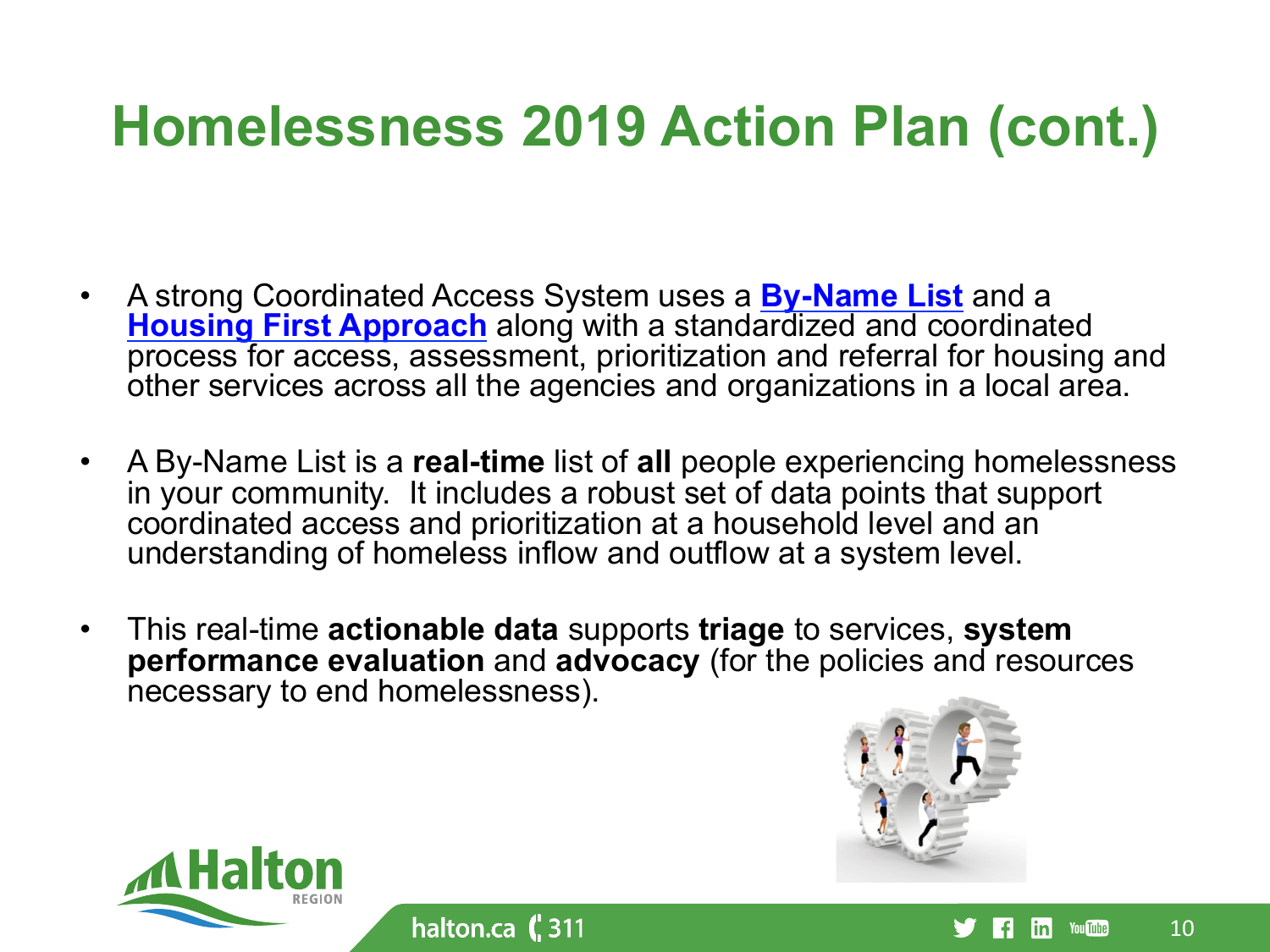# Homelessness 2019 Action Plan (cont.)

- A strong Coordinated Access System uses a **By-Name List** and a **Housing First Approach** along with a standardized and coordinated process for access, assessment, prioritization and referral for housing and other services across all the agencies and organizations in a local area.
- A By-Name List is a **real-time** list of **all** people experiencing homelessness in your community. It includes a robust set of data points that support coordinated access and prioritization at a household level and an understanding of homeless inflow and outflow at a system level.
- This real-time **actionable data** supports **triage** to services, **system performance evaluation** and **advocacy** (for the policies and resources necessary to end homelessness).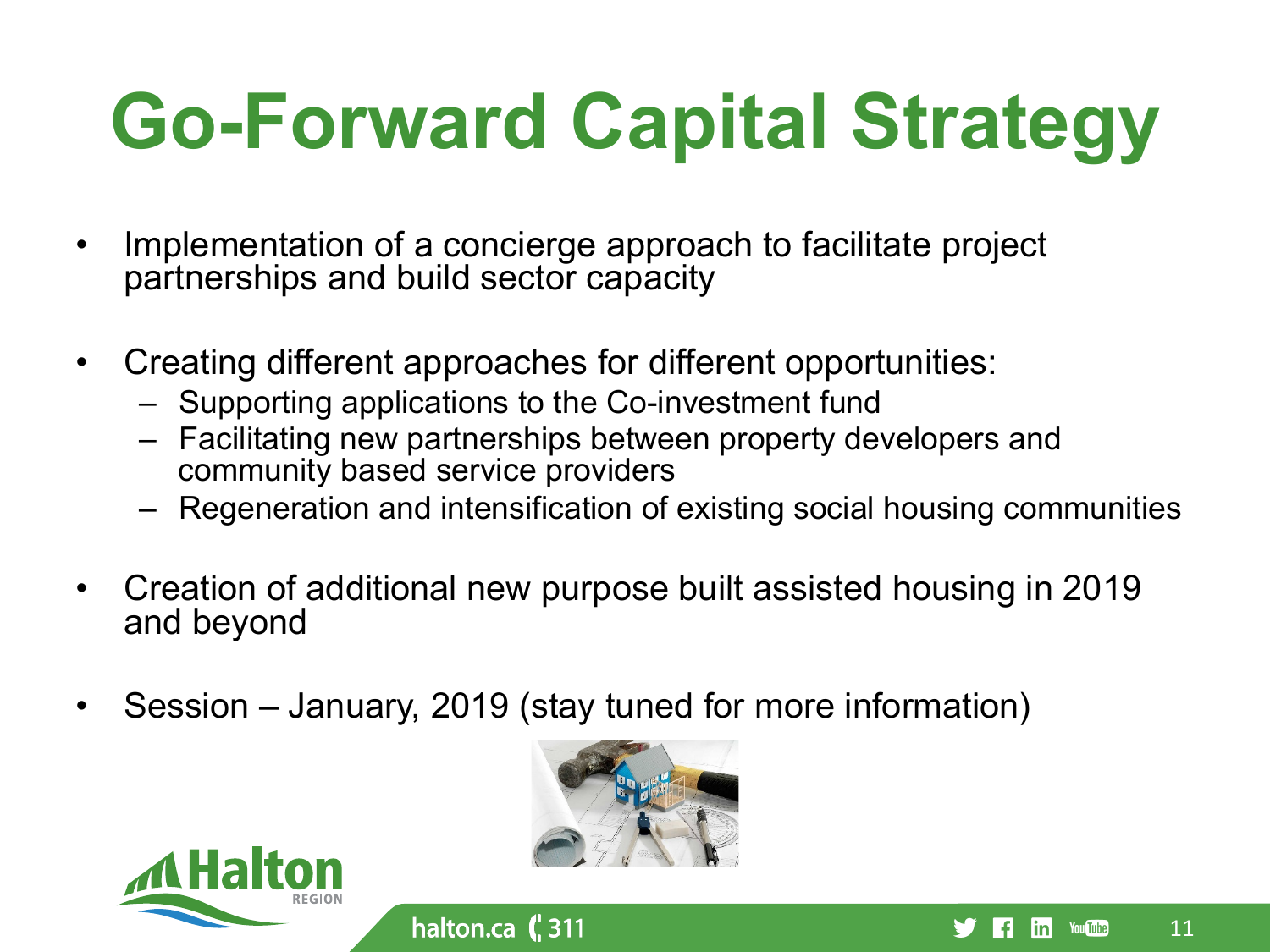# Go-Forward Capital Strategy

- Implementation of a concierge approach to facilitate project partnerships and build sector capacity
- Creating different approaches for different opportunities:
  - Supporting applications to the Co-investment fund
  - Facilitating new partnerships between property developers and community based service providers
  - Regeneration and intensification of existing social housing communities
- Creation of additional new purpose built assisted housing in 2019 and beyond
- Session – January, 2019 (stay tuned for more information)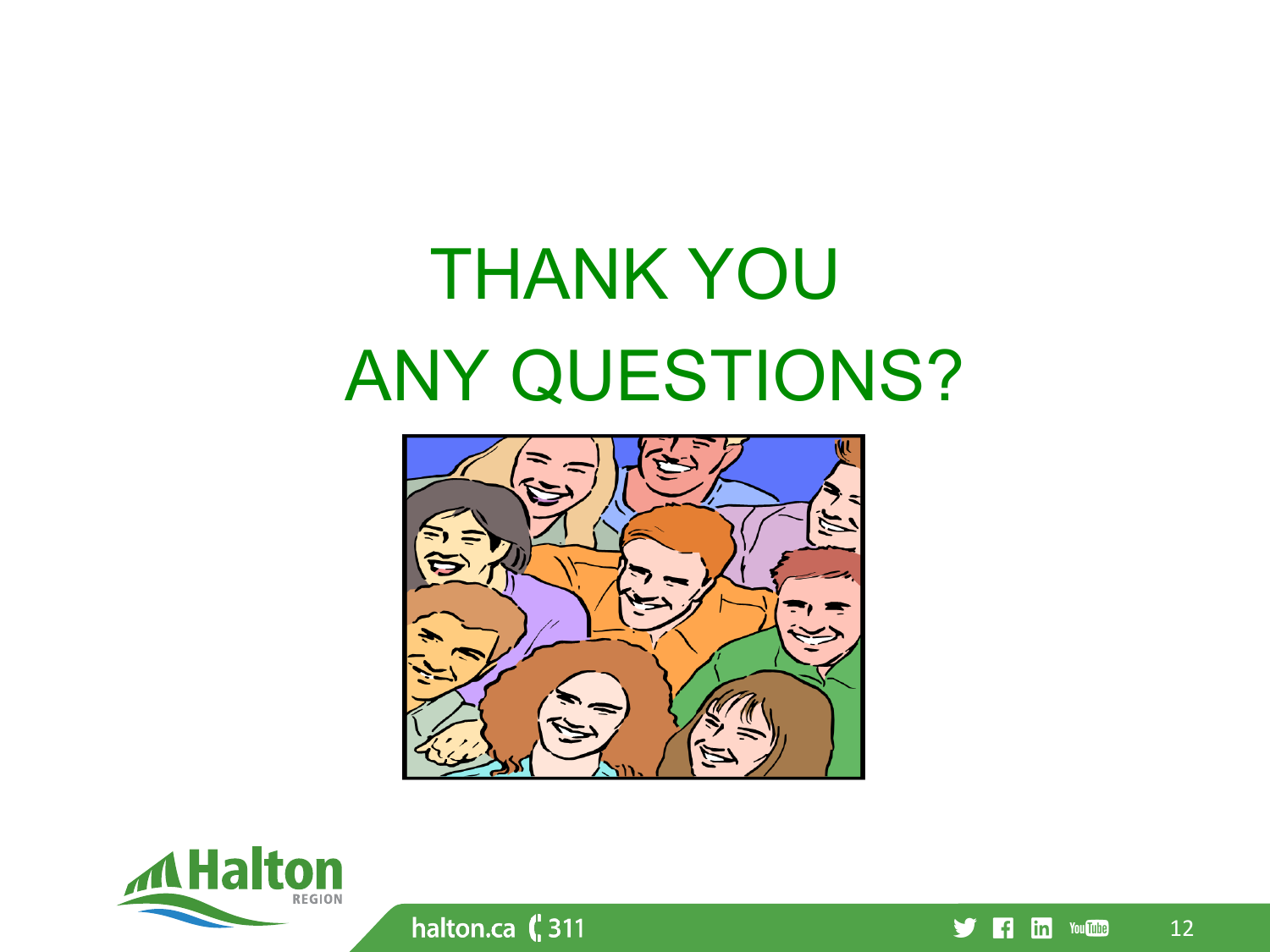# THANK YOU

# ANY QUESTIONS?